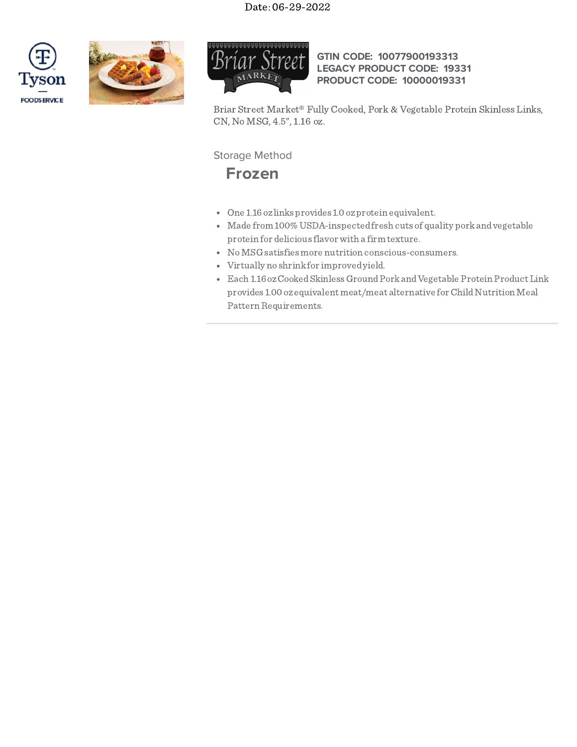Date: 06-29-2022

**GTIN CODE: 10077900193313**
**LEGACY PRODUCT CODE: 19331**
**PRODUCT CODE: 10000019331**

Briar Street Market® Fully Cooked, Pork & Vegetable Protein Skinless Links, CN, No MSG, 4.5", 1.16 oz.

Storage Method

## Frozen

- One 1.16 oz links provides 1.0 oz protein equivalent.
- Made from 100% USDA-inspected fresh cuts of quality pork and vegetable protein for delicious flavor with a firm texture.
- No MSG satisfies more nutrition conscious-consumers.
- Virtually no shrink for improved yield.
- Each 1.16 oz Cooked Skinless Ground Pork and Vegetable Protein Product Link provides 1.00 oz equivalent meat/meat alternative for Child Nutrition Meal Pattern Requirements.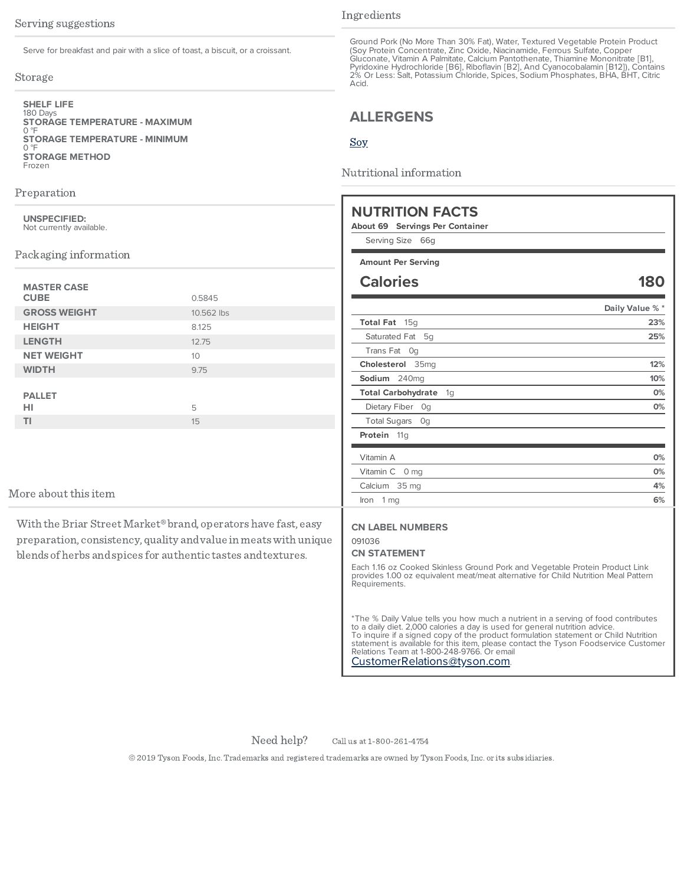## Serving suggestions

Serve for breakfast and pair with a slice of toast, a biscuit, or a croissant.

## Storage

**SHELF LIFE**
180 Days
**STORAGE TEMPERATURE - MAXIMUM**
0 °F
**STORAGE TEMPERATURE - MINIMUM**
0 °F
**STORAGE METHOD**
Frozen

## Preparation

**UNSPECIFIED:**
Not currently available.

## Packaging information

| MASTER CASE | |
|---|---|
| CUBE | 0.5845 |
| GROSS WEIGHT | 10.562 lbs |
| HEIGHT | 8.125 |
| LENGTH | 12.75 |
| NET WEIGHT | 10 |
| WIDTH | 9.75 |

| PALLET | |
|---|---|
| HI | 5 |
| TI | 15 |

## More about this item

With the Briar Street Market® brand, operators have fast, easy preparation, consistency, quality and value in meats with unique blends of herbs and spices for authentic tastes and textures.

## Ingredients

Ground Pork (No More Than 30% Fat), Water, Textured Vegetable Protein Product (Soy Protein Concentrate, Zinc Oxide, Niacinamide, Ferrous Sulfate, Copper Gluconate, Vitamin A Palmitate, Calcium Pantothenate, Thiamine Mononitrate [B1], Pyridoxine Hydrochloride [B6], Riboflavin [B2], And Cyanocobalamin [B12]), Contains 2% Or Less: Salt, Potassium Chloride, Spices, Sodium Phosphates, BHA, BHT, Citric Acid.

## ALLERGENS

Soy

## Nutritional information

### NUTRITION FACTS

**About 69 Servings Per Container**

Serving Size 66g

**Amount Per Serving**

| | |
|---|---|
| **Calories** | **180** |
| | **Daily Value % \*** |
| **Total Fat** 15g | **23%** |
| Saturated Fat 5g | **25%** |
| Trans Fat 0g | |
| **Cholesterol** 35mg | **12%** |
| **Sodium** 240mg | **10%** |
| **Total Carbohydrate** 1g | **0%** |
| Dietary Fiber 0g | **0%** |
| Total Sugars 0g | |
| **Protein** 11g | |
| Vitamin A | **0%** |
| Vitamin C 0 mg | **0%** |
| Calcium 35 mg | **4%** |
| Iron 1 mg | **6%** |

**CN LABEL NUMBERS**

091036

**CN STATEMENT**

Each 1.16 oz Cooked Skinless Ground Pork and Vegetable Protein Product Link provides 1.00 oz equivalent meat/meat alternative for Child Nutrition Meal Pattern Requirements.

*The % Daily Value tells you how much a nutrient in a serving of food contributes to a daily diet. 2,000 calories a day is used for general nutrition advice.
To inquire if a signed copy of the product formulation statement or Child Nutrition statement is available for this item, please contact the Tyson Foodservice Customer Relations Team at 1-800-248-9766. Or email CustomerRelations@tyson.com.

Need help? Call us at 1-800-261-4754

© 2019 Tyson Foods, Inc. Trademarks and registered trademarks are owned by Tyson Foods, Inc. or its subsidiaries.